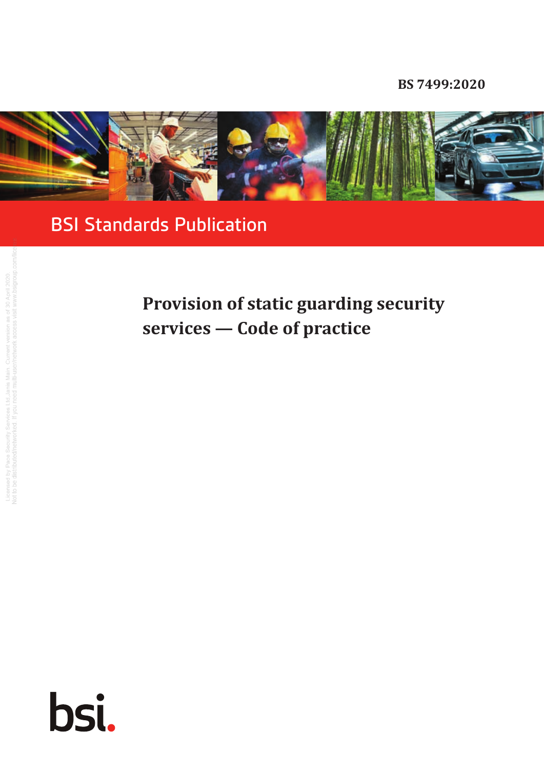BS 7499:2020

BSI Standards Publication

# Provision of static guarding security services — Code of practice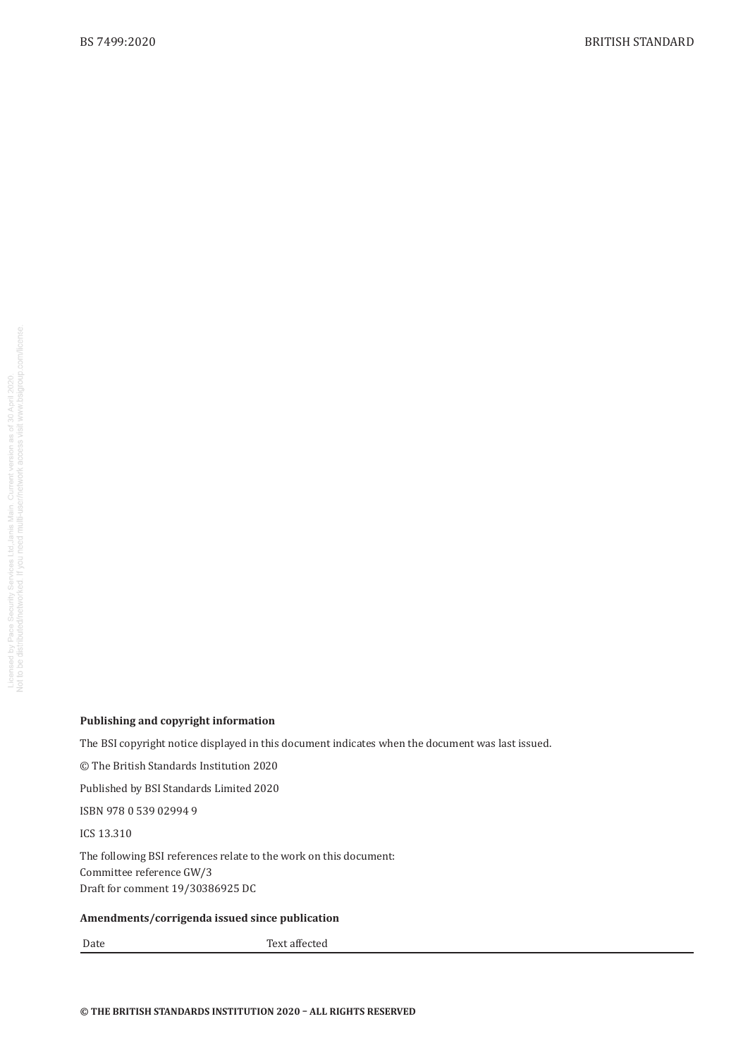**Publishing and copyright information**

The BSI copyright notice displayed in this document indicates when the document was last issued.

© The British Standards Institution 2020

Published by BSI Standards Limited 2020

ISBN 978 0 539 02994 9

ICS 13.310

The following BSI references relate to the work on this document:
Committee reference GW/3
Draft for comment 19/30386925 DC

**Amendments/corrigenda issued since publication**

| Date | Text affected |
|---|---|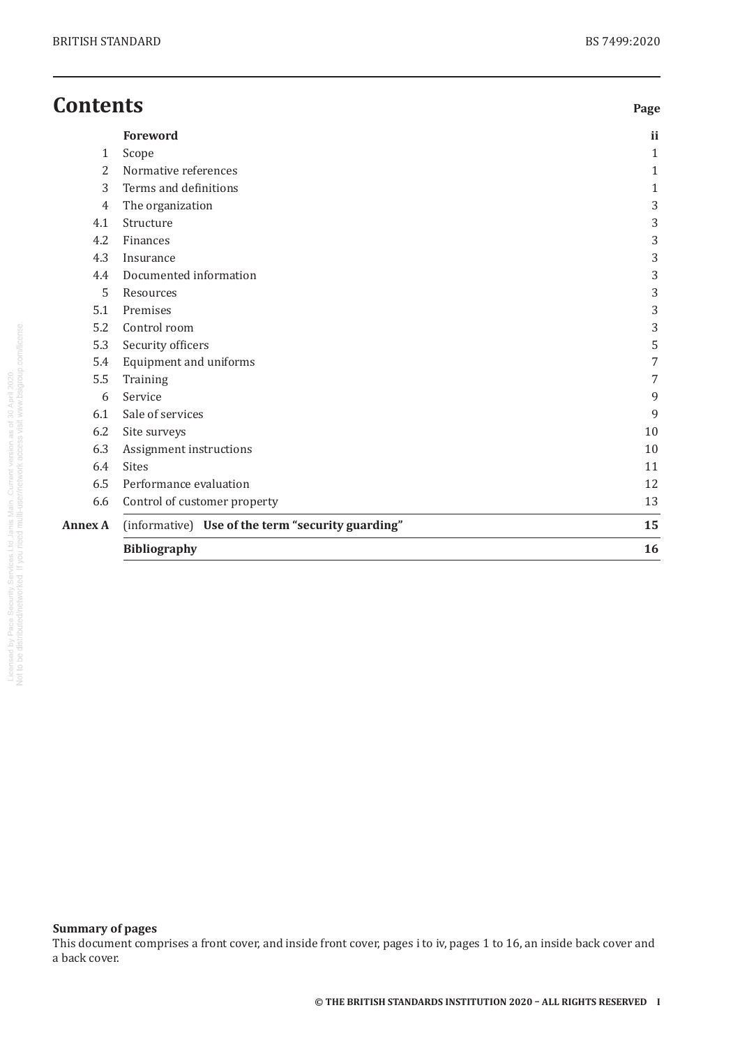# Contents

| | | Page |
|---|---|---|
| | **Foreword** | **ii** |
| 1 | Scope | 1 |
| 2 | Normative references | 1 |
| 3 | Terms and definitions | 1 |
| 4 | The organization | 3 |
| 4.1 | Structure | 3 |
| 4.2 | Finances | 3 |
| 4.3 | Insurance | 3 |
| 4.4 | Documented information | 3 |
| 5 | Resources | 3 |
| 5.1 | Premises | 3 |
| 5.2 | Control room | 3 |
| 5.3 | Security officers | 5 |
| 5.4 | Equipment and uniforms | 7 |
| 5.5 | Training | 7 |
| 6 | Service | 9 |
| 6.1 | Sale of services | 9 |
| 6.2 | Site surveys | 10 |
| 6.3 | Assignment instructions | 10 |
| 6.4 | Sites | 11 |
| 6.5 | Performance evaluation | 12 |
| 6.6 | Control of customer property | 13 |
| **Annex A** | (informative) **Use of the term "security guarding"** | **15** |
| | **Bibliography** | **16** |

**Summary of pages**

This document comprises a front cover, and inside front cover, pages i to iv, pages 1 to 16, an inside back cover and a back cover.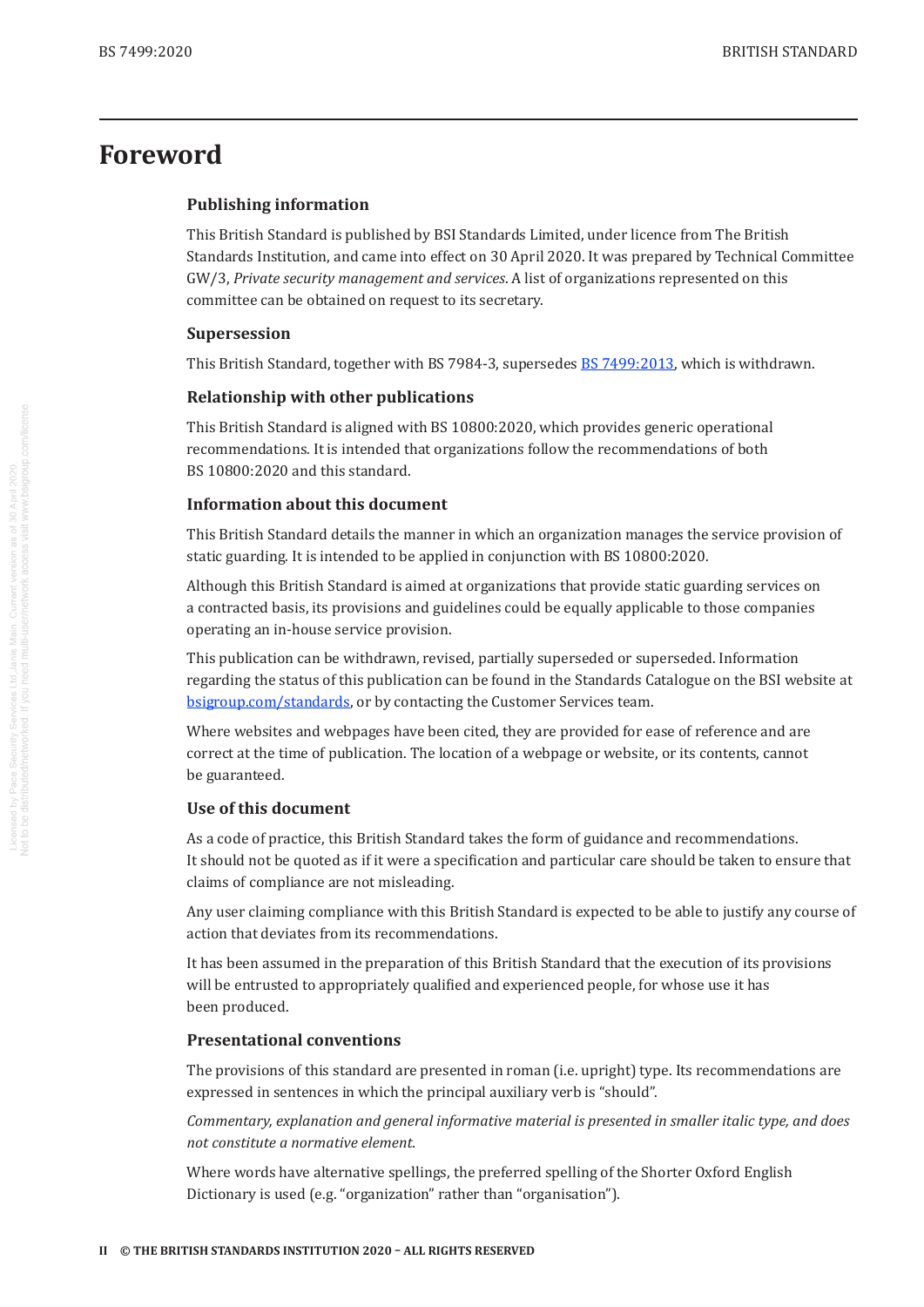# Foreword

## Publishing information

This British Standard is published by BSI Standards Limited, under licence from The British Standards Institution, and came into effect on 30 April 2020. It was prepared by Technical Committee GW/3, *Private security management and services*. A list of organizations represented on this committee can be obtained on request to its secretary.

## Supersession

This British Standard, together with BS 7984-3, supersedes BS 7499:2013, which is withdrawn.

## Relationship with other publications

This British Standard is aligned with BS 10800:2020, which provides generic operational recommendations. It is intended that organizations follow the recommendations of both BS 10800:2020 and this standard.

## Information about this document

This British Standard details the manner in which an organization manages the service provision of static guarding. It is intended to be applied in conjunction with BS 10800:2020.

Although this British Standard is aimed at organizations that provide static guarding services on a contracted basis, its provisions and guidelines could be equally applicable to those companies operating an in-house service provision.

This publication can be withdrawn, revised, partially superseded or superseded. Information regarding the status of this publication can be found in the Standards Catalogue on the BSI website at bsigroup.com/standards, or by contacting the Customer Services team.

Where websites and webpages have been cited, they are provided for ease of reference and are correct at the time of publication. The location of a webpage or website, or its contents, cannot be guaranteed.

## Use of this document

As a code of practice, this British Standard takes the form of guidance and recommendations. It should not be quoted as if it were a specification and particular care should be taken to ensure that claims of compliance are not misleading.

Any user claiming compliance with this British Standard is expected to be able to justify any course of action that deviates from its recommendations.

It has been assumed in the preparation of this British Standard that the execution of its provisions will be entrusted to appropriately qualified and experienced people, for whose use it has been produced.

## Presentational conventions

The provisions of this standard are presented in roman (i.e. upright) type. Its recommendations are expressed in sentences in which the principal auxiliary verb is "should".

*Commentary, explanation and general informative material is presented in smaller italic type, and does not constitute a normative element.*

Where words have alternative spellings, the preferred spelling of the Shorter Oxford English Dictionary is used (e.g. "organization" rather than "organisation").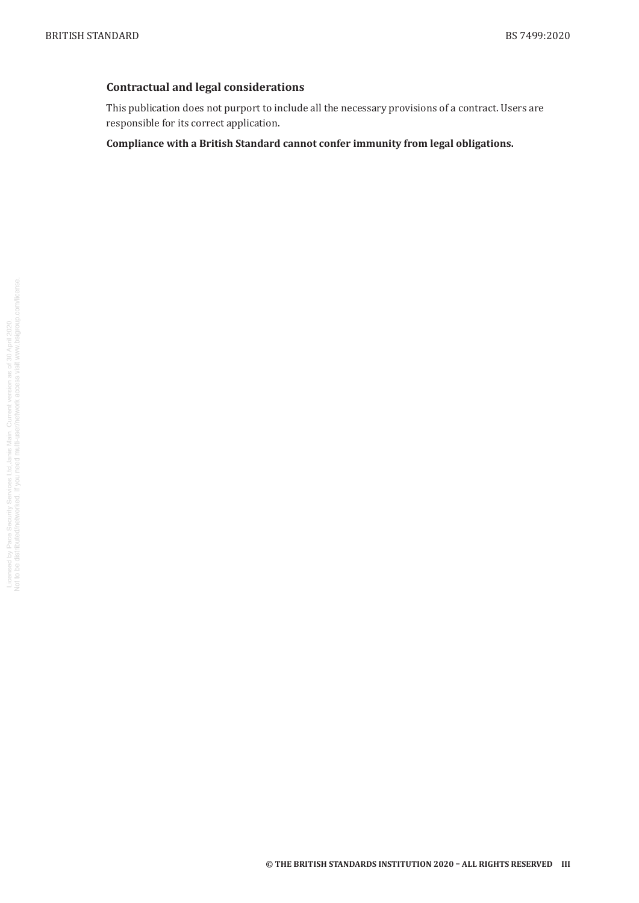## Contractual and legal considerations

This publication does not purport to include all the necessary provisions of a contract. Users are responsible for its correct application.

**Compliance with a British Standard cannot confer immunity from legal obligations.**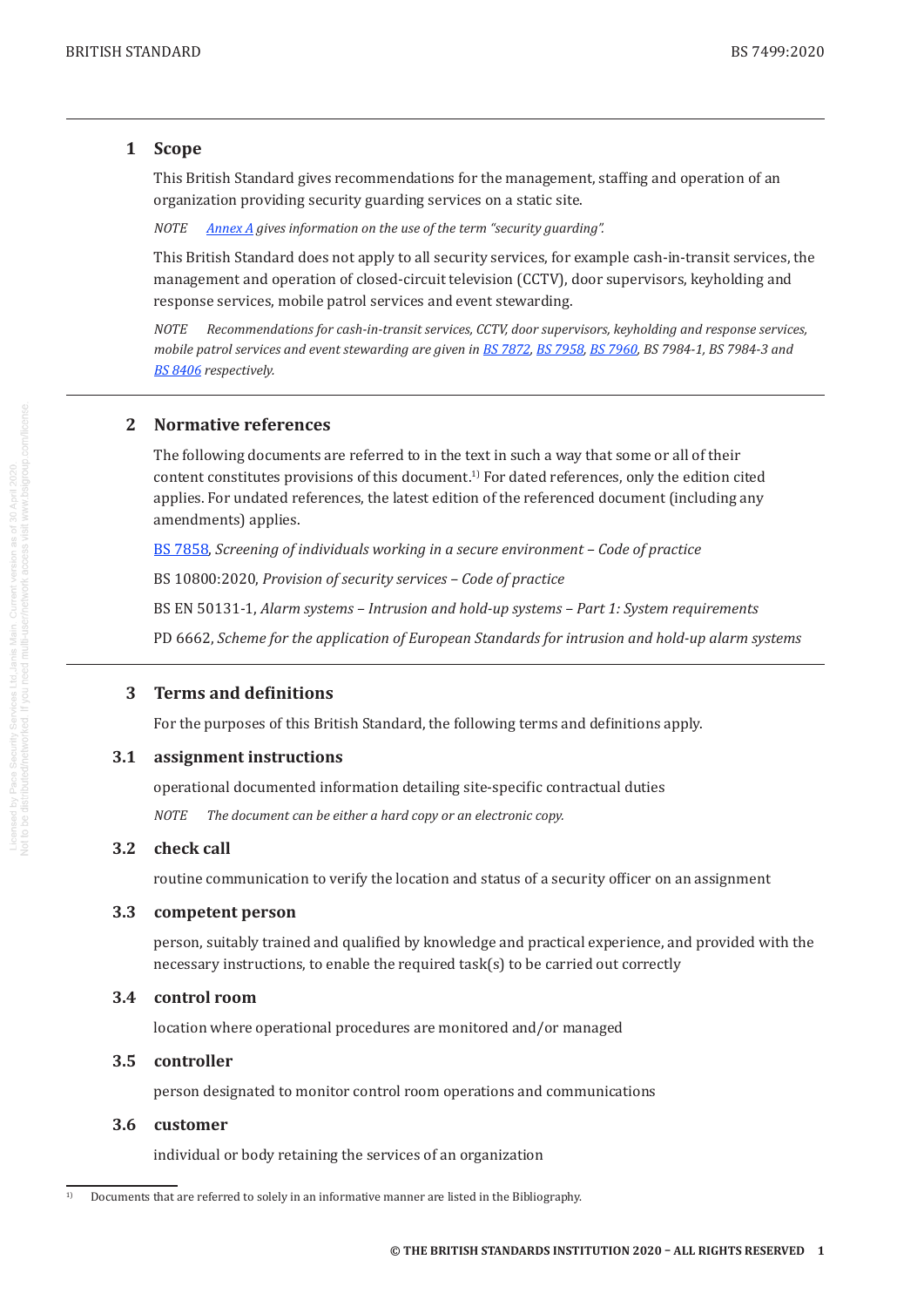## 1 Scope

This British Standard gives recommendations for the management, staffing and operation of an organization providing security guarding services on a static site.

*NOTE Annex A gives information on the use of the term "security guarding".*

This British Standard does not apply to all security services, for example cash-in-transit services, the management and operation of closed-circuit television (CCTV), door supervisors, keyholding and response services, mobile patrol services and event stewarding.

*NOTE Recommendations for cash-in-transit services, CCTV, door supervisors, keyholding and response services, mobile patrol services and event stewarding are given in BS 7872, BS 7958, BS 7960, BS 7984-1, BS 7984-3 and BS 8406 respectively.*

## 2 Normative references

The following documents are referred to in the text in such a way that some or all of their content constitutes provisions of this document.[1] For dated references, only the edition cited applies. For undated references, the latest edition of the referenced document (including any amendments) applies.

BS 7858, *Screening of individuals working in a secure environment – Code of practice*

BS 10800:2020, *Provision of security services – Code of practice*

BS EN 50131-1, *Alarm systems – Intrusion and hold-up systems – Part 1: System requirements*

PD 6662, *Scheme for the application of European Standards for intrusion and hold-up alarm systems*

## 3 Terms and definitions

For the purposes of this British Standard, the following terms and definitions apply.

### 3.1 assignment instructions

operational documented information detailing site-specific contractual duties

*NOTE The document can be either a hard copy or an electronic copy.*

### 3.2 check call

routine communication to verify the location and status of a security officer on an assignment

### 3.3 competent person

person, suitably trained and qualified by knowledge and practical experience, and provided with the necessary instructions, to enable the required task(s) to be carried out correctly

### 3.4 control room

location where operational procedures are monitored and/or managed

### 3.5 controller

person designated to monitor control room operations and communications

### 3.6 customer

individual or body retaining the services of an organization

---

[1] Documents that are referred to solely in an informative manner are listed in the Bibliography.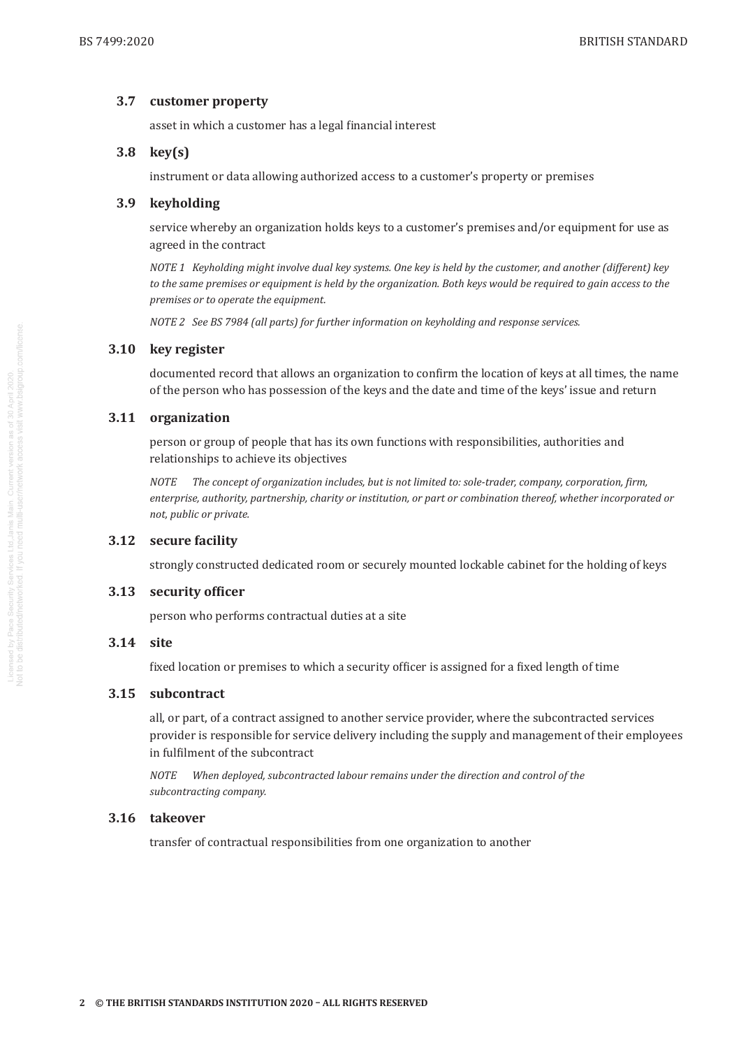### 3.7 customer property

asset in which a customer has a legal financial interest

### 3.8 key(s)

instrument or data allowing authorized access to a customer's property or premises

### 3.9 keyholding

service whereby an organization holds keys to a customer's premises and/or equipment for use as agreed in the contract

*NOTE 1 Keyholding might involve dual key systems. One key is held by the customer, and another (different) key to the same premises or equipment is held by the organization. Both keys would be required to gain access to the premises or to operate the equipment.*

*NOTE 2 See BS 7984 (all parts) for further information on keyholding and response services.*

### 3.10 key register

documented record that allows an organization to confirm the location of keys at all times, the name of the person who has possession of the keys and the date and time of the keys' issue and return

### 3.11 organization

person or group of people that has its own functions with responsibilities, authorities and relationships to achieve its objectives

*NOTE The concept of organization includes, but is not limited to: sole-trader, company, corporation, firm, enterprise, authority, partnership, charity or institution, or part or combination thereof, whether incorporated or not, public or private.*

### 3.12 secure facility

strongly constructed dedicated room or securely mounted lockable cabinet for the holding of keys

### 3.13 security officer

person who performs contractual duties at a site

### 3.14 site

fixed location or premises to which a security officer is assigned for a fixed length of time

### 3.15 subcontract

all, or part, of a contract assigned to another service provider, where the subcontracted services provider is responsible for service delivery including the supply and management of their employees in fulfilment of the subcontract

*NOTE When deployed, subcontracted labour remains under the direction and control of the subcontracting company.*

### 3.16 takeover

transfer of contractual responsibilities from one organization to another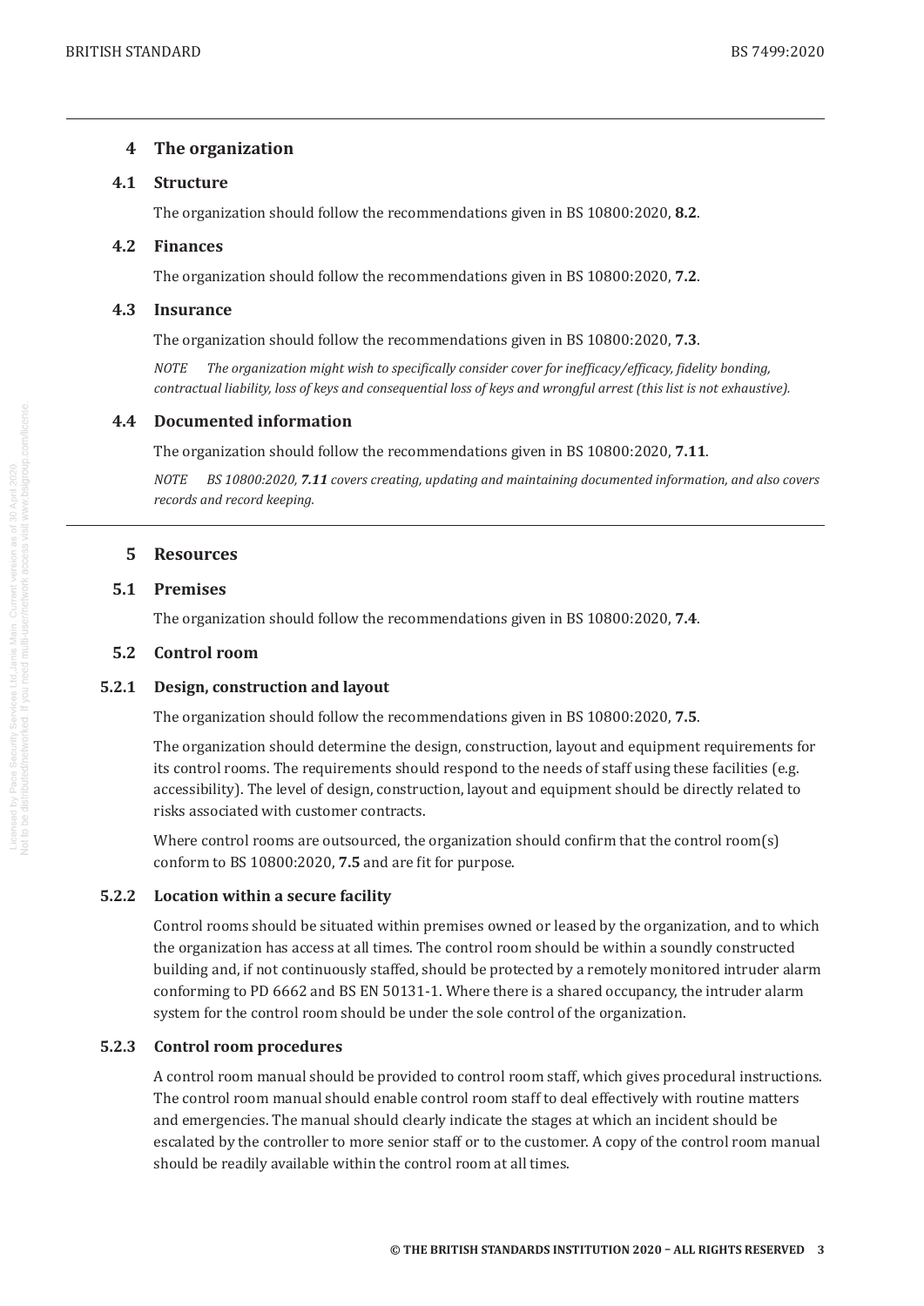## 4 The organization

### 4.1 Structure

The organization should follow the recommendations given in BS 10800:2020, **8.2**.

### 4.2 Finances

The organization should follow the recommendations given in BS 10800:2020, **7.2**.

### 4.3 Insurance

The organization should follow the recommendations given in BS 10800:2020, **7.3**.

*NOTE The organization might wish to specifically consider cover for inefficacy/efficacy, fidelity bonding, contractual liability, loss of keys and consequential loss of keys and wrongful arrest (this list is not exhaustive).*

### 4.4 Documented information

The organization should follow the recommendations given in BS 10800:2020, **7.11**.

*NOTE BS 10800:2020, **7.11** covers creating, updating and maintaining documented information, and also covers records and record keeping.*

## 5 Resources

### 5.1 Premises

The organization should follow the recommendations given in BS 10800:2020, **7.4**.

### 5.2 Control room

#### 5.2.1 Design, construction and layout

The organization should follow the recommendations given in BS 10800:2020, **7.5**.

The organization should determine the design, construction, layout and equipment requirements for its control rooms. The requirements should respond to the needs of staff using these facilities (e.g. accessibility). The level of design, construction, layout and equipment should be directly related to risks associated with customer contracts.

Where control rooms are outsourced, the organization should confirm that the control room(s) conform to BS 10800:2020, **7.5** and are fit for purpose.

#### 5.2.2 Location within a secure facility

Control rooms should be situated within premises owned or leased by the organization, and to which the organization has access at all times. The control room should be within a soundly constructed building and, if not continuously staffed, should be protected by a remotely monitored intruder alarm conforming to PD 6662 and BS EN 50131-1. Where there is a shared occupancy, the intruder alarm system for the control room should be under the sole control of the organization.

#### 5.2.3 Control room procedures

A control room manual should be provided to control room staff, which gives procedural instructions. The control room manual should enable control room staff to deal effectively with routine matters and emergencies. The manual should clearly indicate the stages at which an incident should be escalated by the controller to more senior staff or to the customer. A copy of the control room manual should be readily available within the control room at all times.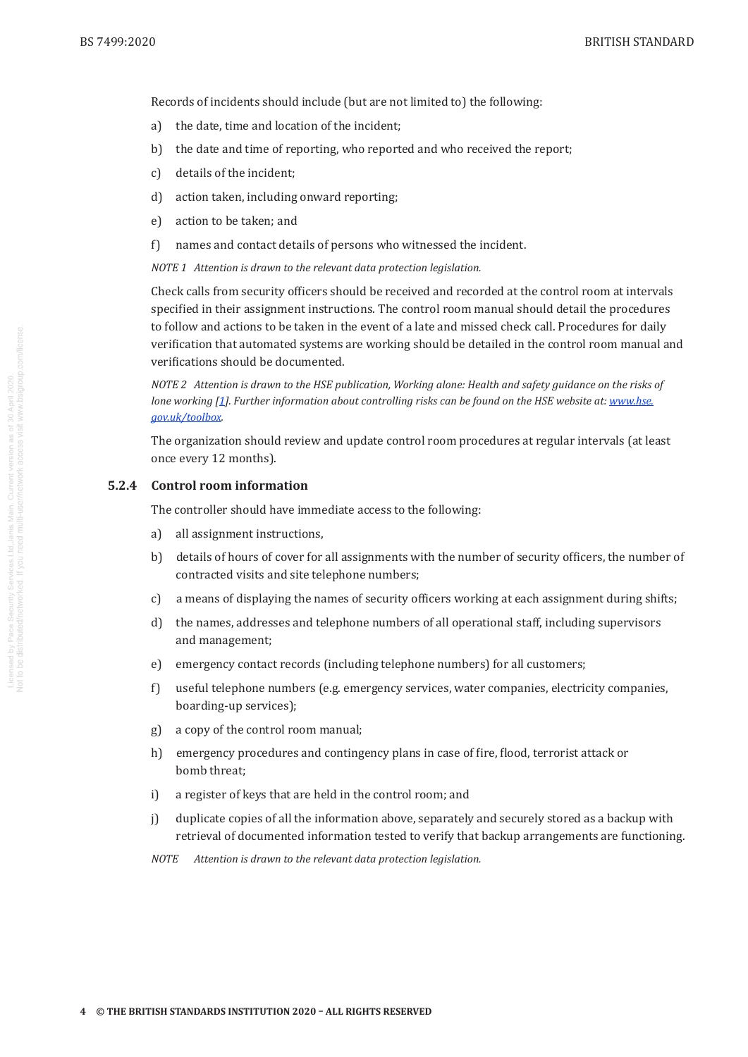Records of incidents should include (but are not limited to) the following:

a) the date, time and location of the incident;

b) the date and time of reporting, who reported and who received the report;

c) details of the incident;

d) action taken, including onward reporting;

e) action to be taken; and

f) names and contact details of persons who witnessed the incident.

*NOTE 1 Attention is drawn to the relevant data protection legislation.*

Check calls from security officers should be received and recorded at the control room at intervals specified in their assignment instructions. The control room manual should detail the procedures to follow and actions to be taken in the event of a late and missed check call. Procedures for daily verification that automated systems are working should be detailed in the control room manual and verifications should be documented.

*NOTE 2 Attention is drawn to the HSE publication, Working alone: Health and safety guidance on the risks of lone working [1]. Further information about controlling risks can be found on the HSE website at: www.hse.gov.uk/toolbox.*

The organization should review and update control room procedures at regular intervals (at least once every 12 months).

### 5.2.4 Control room information

The controller should have immediate access to the following:

a) all assignment instructions,

b) details of hours of cover for all assignments with the number of security officers, the number of contracted visits and site telephone numbers;

c) a means of displaying the names of security officers working at each assignment during shifts;

d) the names, addresses and telephone numbers of all operational staff, including supervisors and management;

e) emergency contact records (including telephone numbers) for all customers;

f) useful telephone numbers (e.g. emergency services, water companies, electricity companies, boarding-up services);

g) a copy of the control room manual;

h) emergency procedures and contingency plans in case of fire, flood, terrorist attack or bomb threat;

i) a register of keys that are held in the control room; and

j) duplicate copies of all the information above, separately and securely stored as a backup with retrieval of documented information tested to verify that backup arrangements are functioning.

*NOTE Attention is drawn to the relevant data protection legislation.*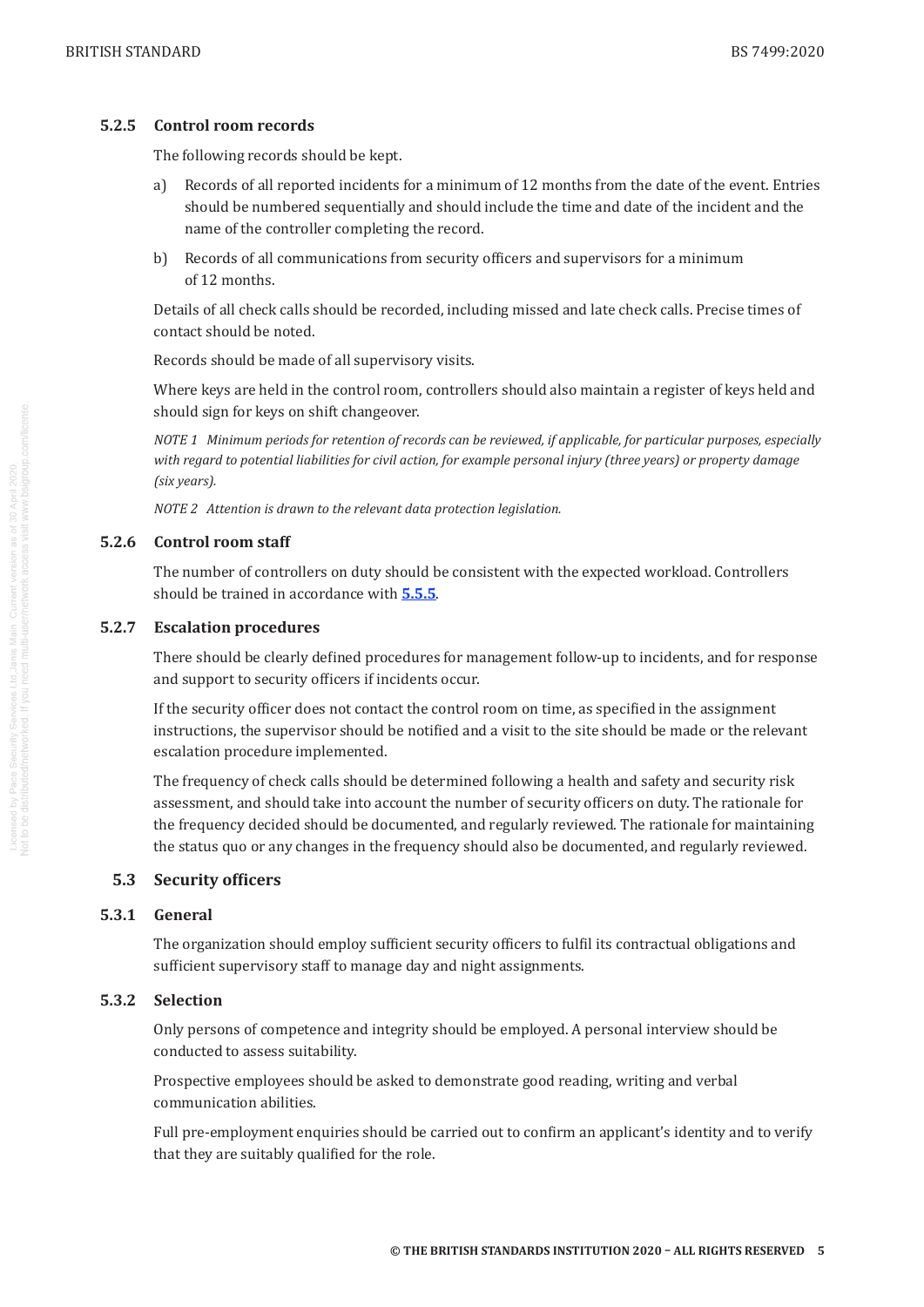### 5.2.5 Control room records

The following records should be kept.

a) Records of all reported incidents for a minimum of 12 months from the date of the event. Entries should be numbered sequentially and should include the time and date of the incident and the name of the controller completing the record.

b) Records of all communications from security officers and supervisors for a minimum of 12 months.

Details of all check calls should be recorded, including missed and late check calls. Precise times of contact should be noted.

Records should be made of all supervisory visits.

Where keys are held in the control room, controllers should also maintain a register of keys held and should sign for keys on shift changeover.

*NOTE 1 Minimum periods for retention of records can be reviewed, if applicable, for particular purposes, especially with regard to potential liabilities for civil action, for example personal injury (three years) or property damage (six years).*

*NOTE 2 Attention is drawn to the relevant data protection legislation.*

### 5.2.6 Control room staff

The number of controllers on duty should be consistent with the expected workload. Controllers should be trained in accordance with **5.5.5**.

### 5.2.7 Escalation procedures

There should be clearly defined procedures for management follow-up to incidents, and for response and support to security officers if incidents occur.

If the security officer does not contact the control room on time, as specified in the assignment instructions, the supervisor should be notified and a visit to the site should be made or the relevant escalation procedure implemented.

The frequency of check calls should be determined following a health and safety and security risk assessment, and should take into account the number of security officers on duty. The rationale for the frequency decided should be documented, and regularly reviewed. The rationale for maintaining the status quo or any changes in the frequency should also be documented, and regularly reviewed.

## 5.3 Security officers

### 5.3.1 General

The organization should employ sufficient security officers to fulfil its contractual obligations and sufficient supervisory staff to manage day and night assignments.

### 5.3.2 Selection

Only persons of competence and integrity should be employed. A personal interview should be conducted to assess suitability.

Prospective employees should be asked to demonstrate good reading, writing and verbal communication abilities.

Full pre-employment enquiries should be carried out to confirm an applicant's identity and to verify that they are suitably qualified for the role.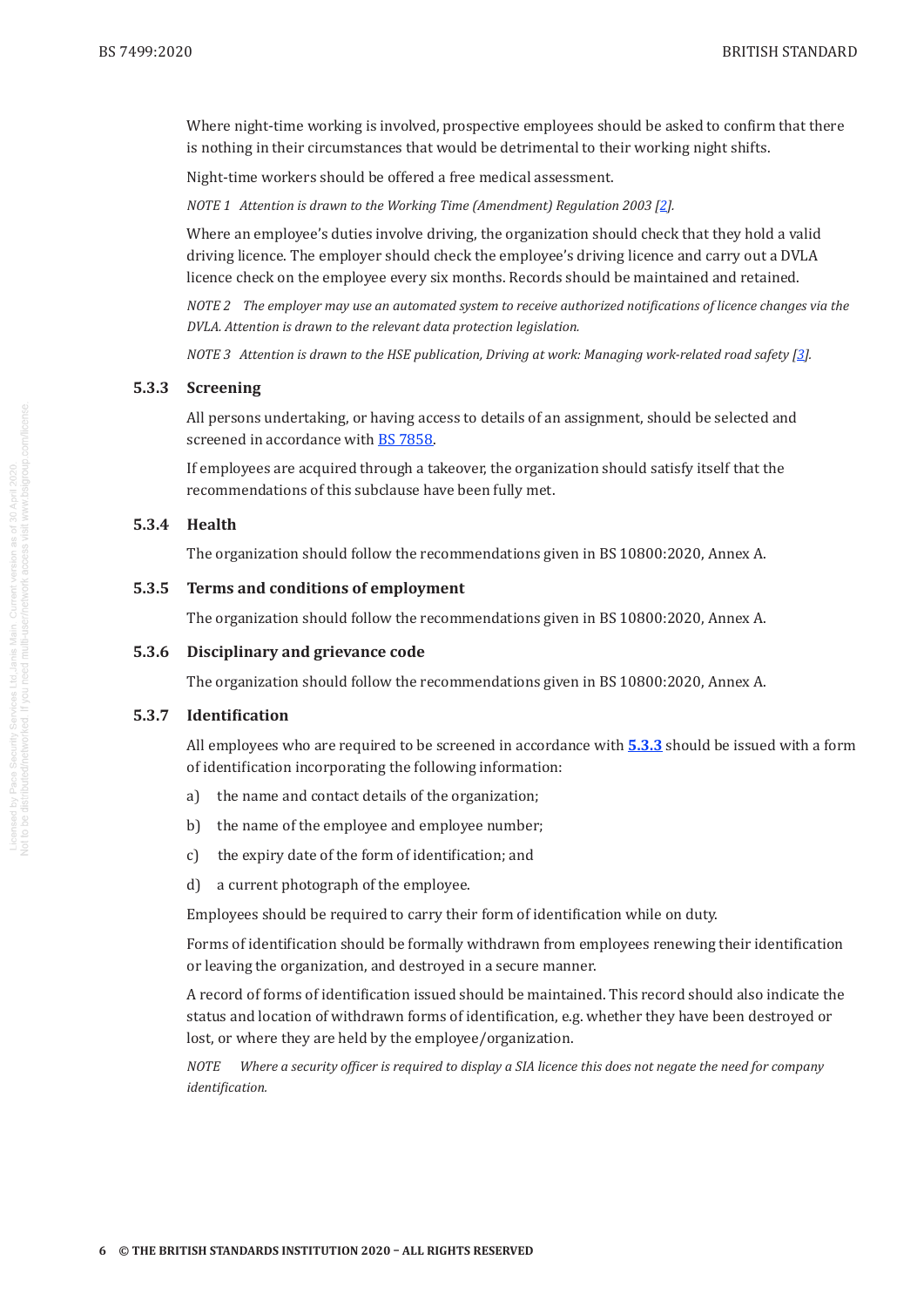Where night-time working is involved, prospective employees should be asked to confirm that there is nothing in their circumstances that would be detrimental to their working night shifts.

Night-time workers should be offered a free medical assessment.

*NOTE 1 Attention is drawn to the Working Time (Amendment) Regulation 2003 [2].*

Where an employee's duties involve driving, the organization should check that they hold a valid driving licence. The employer should check the employee's driving licence and carry out a DVLA licence check on the employee every six months. Records should be maintained and retained.

*NOTE 2 The employer may use an automated system to receive authorized notifications of licence changes via the DVLA. Attention is drawn to the relevant data protection legislation.*

*NOTE 3 Attention is drawn to the HSE publication, Driving at work: Managing work-related road safety [3].*

### 5.3.3 Screening

All persons undertaking, or having access to details of an assignment, should be selected and screened in accordance with BS 7858.

If employees are acquired through a takeover, the organization should satisfy itself that the recommendations of this subclause have been fully met.

### 5.3.4 Health

The organization should follow the recommendations given in BS 10800:2020, Annex A.

### 5.3.5 Terms and conditions of employment

The organization should follow the recommendations given in BS 10800:2020, Annex A.

### 5.3.6 Disciplinary and grievance code

The organization should follow the recommendations given in BS 10800:2020, Annex A.

### 5.3.7 Identification

All employees who are required to be screened in accordance with **5.3.3** should be issued with a form of identification incorporating the following information:

a) the name and contact details of the organization;

b) the name of the employee and employee number;

c) the expiry date of the form of identification; and

d) a current photograph of the employee.

Employees should be required to carry their form of identification while on duty.

Forms of identification should be formally withdrawn from employees renewing their identification or leaving the organization, and destroyed in a secure manner.

A record of forms of identification issued should be maintained. This record should also indicate the status and location of withdrawn forms of identification, e.g. whether they have been destroyed or lost, or where they are held by the employee/organization.

*NOTE Where a security officer is required to display a SIA licence this does not negate the need for company identification.*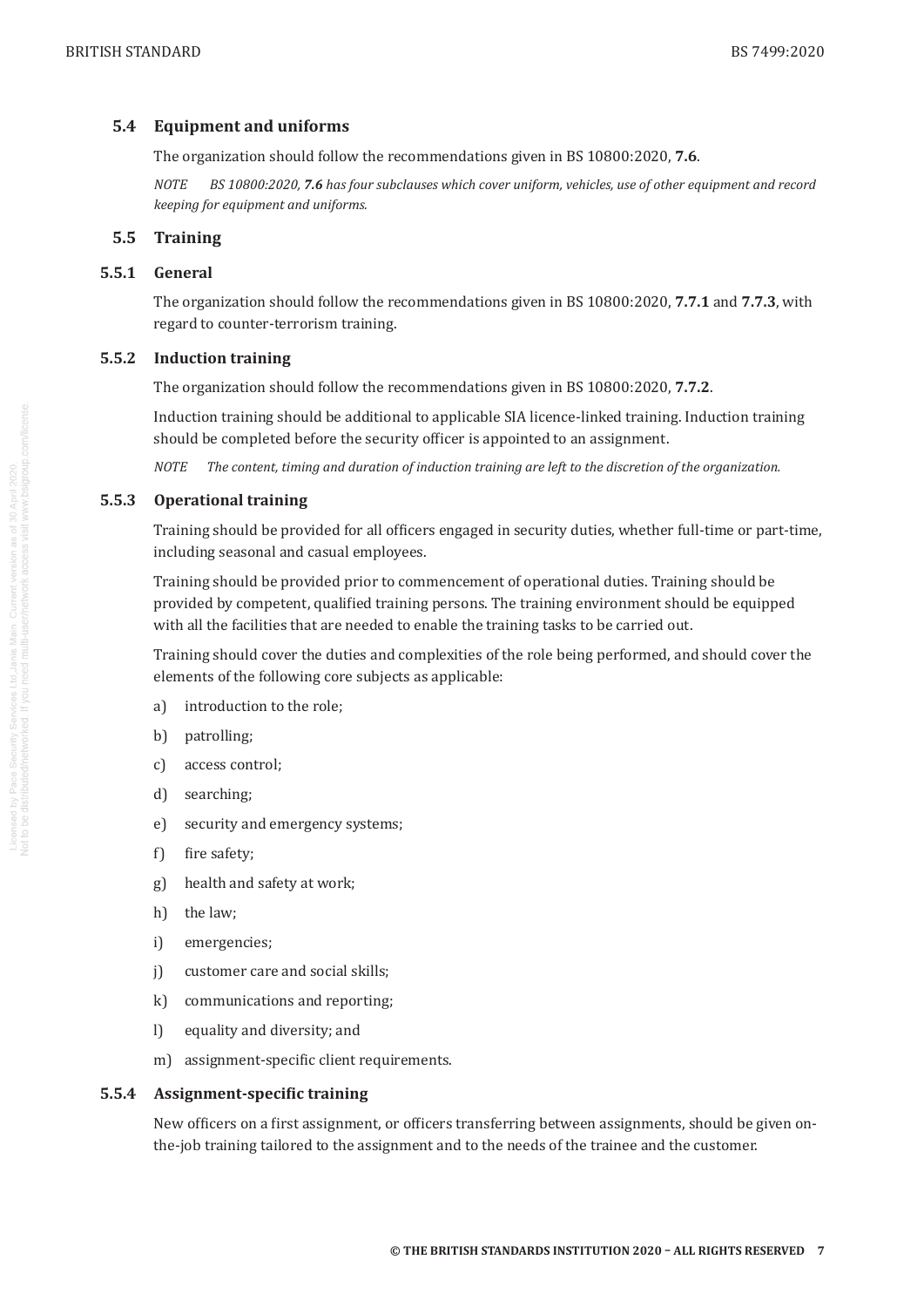## 5.4 Equipment and uniforms

The organization should follow the recommendations given in BS 10800:2020, **7.6**.

*NOTE BS 10800:2020,* ***7.6*** *has four subclauses which cover uniform, vehicles, use of other equipment and record keeping for equipment and uniforms.*

## 5.5 Training

### 5.5.1 General

The organization should follow the recommendations given in BS 10800:2020, **7.7.1** and **7.7.3**, with regard to counter-terrorism training.

### 5.5.2 Induction training

The organization should follow the recommendations given in BS 10800:2020, **7.7.2**.

Induction training should be additional to applicable SIA licence-linked training. Induction training should be completed before the security officer is appointed to an assignment.

*NOTE The content, timing and duration of induction training are left to the discretion of the organization.*

### 5.5.3 Operational training

Training should be provided for all officers engaged in security duties, whether full-time or part-time, including seasonal and casual employees.

Training should be provided prior to commencement of operational duties. Training should be provided by competent, qualified training persons. The training environment should be equipped with all the facilities that are needed to enable the training tasks to be carried out.

Training should cover the duties and complexities of the role being performed, and should cover the elements of the following core subjects as applicable:

a) introduction to the role;

b) patrolling;

c) access control;

d) searching;

e) security and emergency systems;

f) fire safety;

g) health and safety at work;

h) the law;

i) emergencies;

j) customer care and social skills;

k) communications and reporting;

l) equality and diversity; and

m) assignment-specific client requirements.

### 5.5.4 Assignment-specific training

New officers on a first assignment, or officers transferring between assignments, should be given on-the-job training tailored to the assignment and to the needs of the trainee and the customer.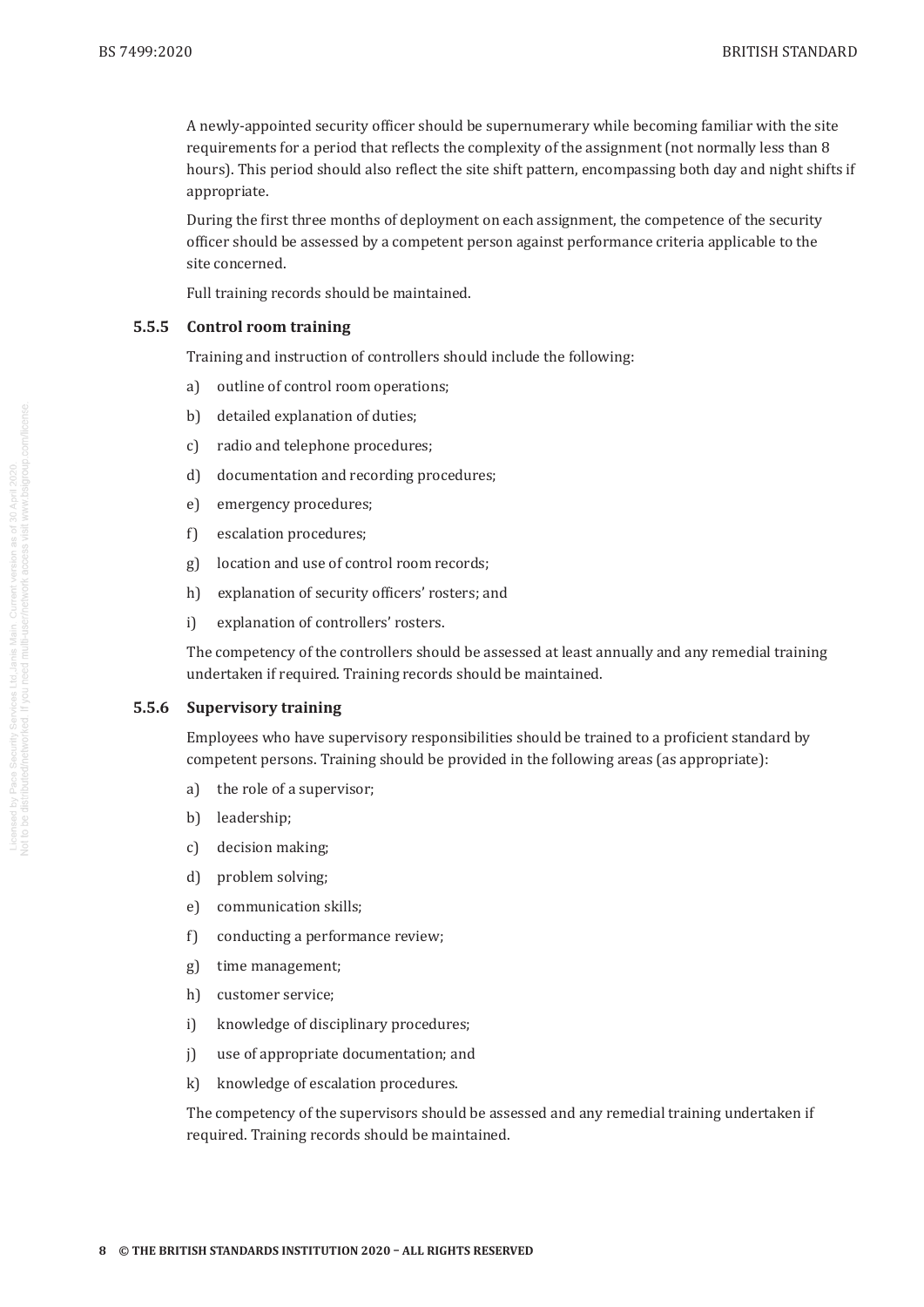A newly-appointed security officer should be supernumerary while becoming familiar with the site requirements for a period that reflects the complexity of the assignment (not normally less than 8 hours). This period should also reflect the site shift pattern, encompassing both day and night shifts if appropriate.

During the first three months of deployment on each assignment, the competence of the security officer should be assessed by a competent person against performance criteria applicable to the site concerned.

Full training records should be maintained.

### 5.5.5 Control room training

Training and instruction of controllers should include the following:

a) outline of control room operations;

b) detailed explanation of duties;

c) radio and telephone procedures;

d) documentation and recording procedures;

e) emergency procedures;

f) escalation procedures;

g) location and use of control room records;

h) explanation of security officers' rosters; and

i) explanation of controllers' rosters.

The competency of the controllers should be assessed at least annually and any remedial training undertaken if required. Training records should be maintained.

### 5.5.6 Supervisory training

Employees who have supervisory responsibilities should be trained to a proficient standard by competent persons. Training should be provided in the following areas (as appropriate):

a) the role of a supervisor;

b) leadership;

c) decision making;

d) problem solving;

e) communication skills;

f) conducting a performance review;

g) time management;

h) customer service;

i) knowledge of disciplinary procedures;

j) use of appropriate documentation; and

k) knowledge of escalation procedures.

The competency of the supervisors should be assessed and any remedial training undertaken if required. Training records should be maintained.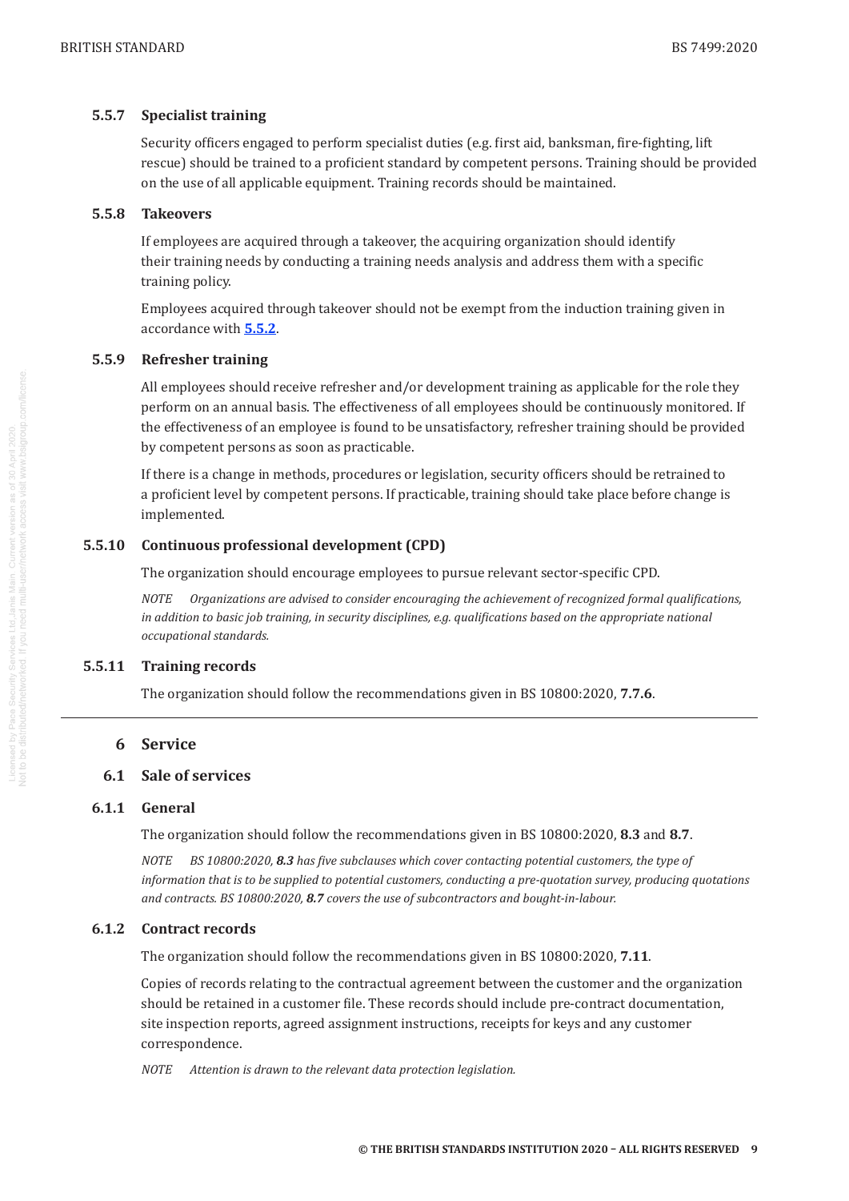### 5.5.7 Specialist training

Security officers engaged to perform specialist duties (e.g. first aid, banksman, fire-fighting, lift rescue) should be trained to a proficient standard by competent persons. Training should be provided on the use of all applicable equipment. Training records should be maintained.

### 5.5.8 Takeovers

If employees are acquired through a takeover, the acquiring organization should identify their training needs by conducting a training needs analysis and address them with a specific training policy.

Employees acquired through takeover should not be exempt from the induction training given in accordance with **5.5.2**.

### 5.5.9 Refresher training

All employees should receive refresher and/or development training as applicable for the role they perform on an annual basis. The effectiveness of all employees should be continuously monitored. If the effectiveness of an employee is found to be unsatisfactory, refresher training should be provided by competent persons as soon as practicable.

If there is a change in methods, procedures or legislation, security officers should be retrained to a proficient level by competent persons. If practicable, training should take place before change is implemented.

### 5.5.10 Continuous professional development (CPD)

The organization should encourage employees to pursue relevant sector-specific CPD.

*NOTE Organizations are advised to consider encouraging the achievement of recognized formal qualifications, in addition to basic job training, in security disciplines, e.g. qualifications based on the appropriate national occupational standards.*

### 5.5.11 Training records

The organization should follow the recommendations given in BS 10800:2020, **7.7.6**.

# 6 Service

## 6.1 Sale of services

### 6.1.1 General

The organization should follow the recommendations given in BS 10800:2020, **8.3** and **8.7**.

*NOTE BS 10800:2020, **8.3** has five subclauses which cover contacting potential customers, the type of information that is to be supplied to potential customers, conducting a pre-quotation survey, producing quotations and contracts. BS 10800:2020, **8.7** covers the use of subcontractors and bought-in-labour.*

### 6.1.2 Contract records

The organization should follow the recommendations given in BS 10800:2020, **7.11**.

Copies of records relating to the contractual agreement between the customer and the organization should be retained in a customer file. These records should include pre-contract documentation, site inspection reports, agreed assignment instructions, receipts for keys and any customer correspondence.

*NOTE Attention is drawn to the relevant data protection legislation.*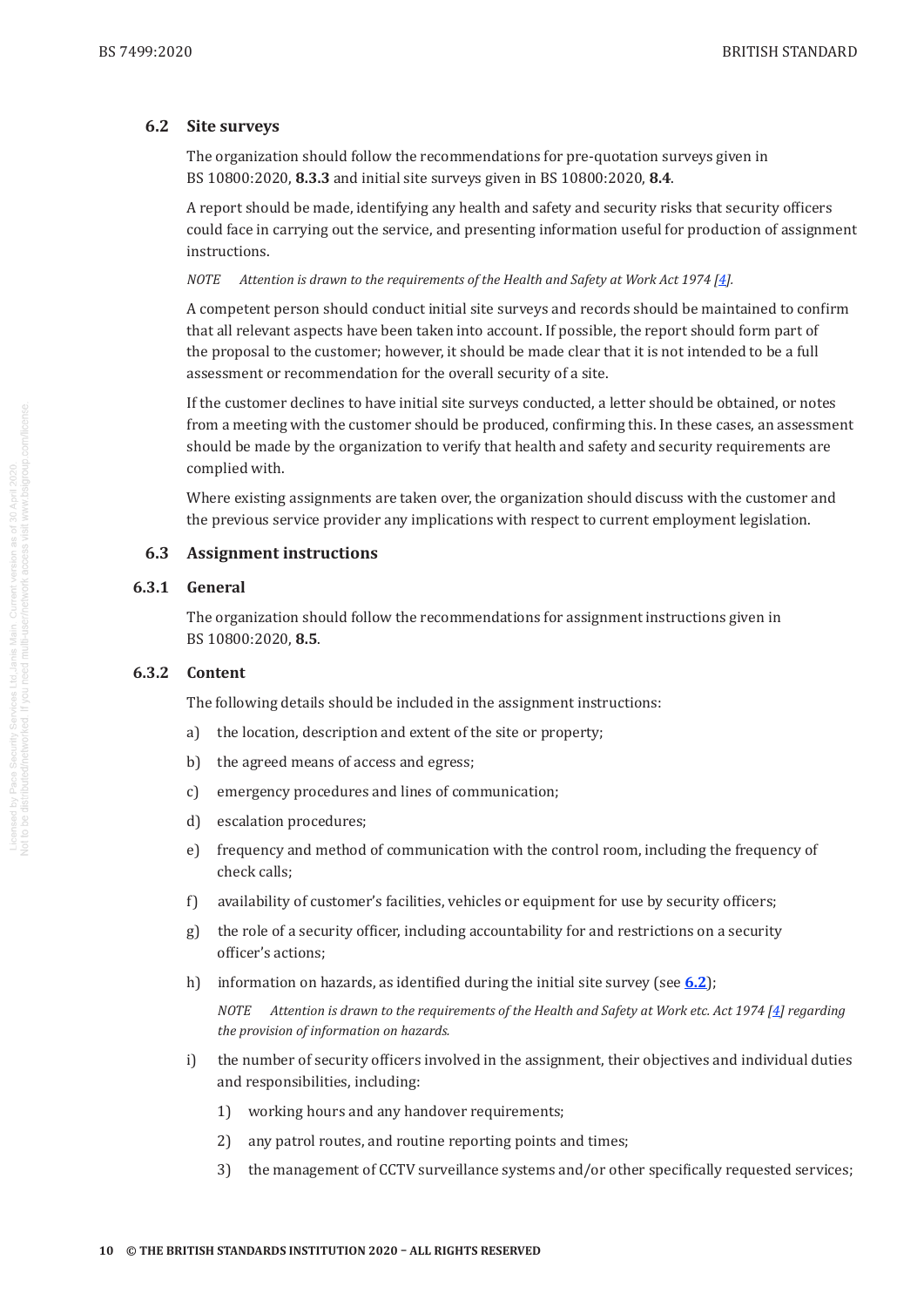## 6.2 Site surveys

The organization should follow the recommendations for pre-quotation surveys given in BS 10800:2020, **8.3.3** and initial site surveys given in BS 10800:2020, **8.4**.

A report should be made, identifying any health and safety and security risks that security officers could face in carrying out the service, and presenting information useful for production of assignment instructions.

*NOTE Attention is drawn to the requirements of the Health and Safety at Work Act 1974 [4].*

A competent person should conduct initial site surveys and records should be maintained to confirm that all relevant aspects have been taken into account. If possible, the report should form part of the proposal to the customer; however, it should be made clear that it is not intended to be a full assessment or recommendation for the overall security of a site.

If the customer declines to have initial site surveys conducted, a letter should be obtained, or notes from a meeting with the customer should be produced, confirming this. In these cases, an assessment should be made by the organization to verify that health and safety and security requirements are complied with.

Where existing assignments are taken over, the organization should discuss with the customer and the previous service provider any implications with respect to current employment legislation.

## 6.3 Assignment instructions

### 6.3.1 General

The organization should follow the recommendations for assignment instructions given in BS 10800:2020, **8.5**.

### 6.3.2 Content

The following details should be included in the assignment instructions:

a) the location, description and extent of the site or property;

b) the agreed means of access and egress;

c) emergency procedures and lines of communication;

d) escalation procedures;

e) frequency and method of communication with the control room, including the frequency of check calls;

f) availability of customer's facilities, vehicles or equipment for use by security officers;

g) the role of a security officer, including accountability for and restrictions on a security officer's actions;

h) information on hazards, as identified during the initial site survey (see **6.2**);

   *NOTE Attention is drawn to the requirements of the Health and Safety at Work etc. Act 1974 [4] regarding the provision of information on hazards.*

i) the number of security officers involved in the assignment, their objectives and individual duties and responsibilities, including:

   1) working hours and any handover requirements;

   2) any patrol routes, and routine reporting points and times;

   3) the management of CCTV surveillance systems and/or other specifically requested services;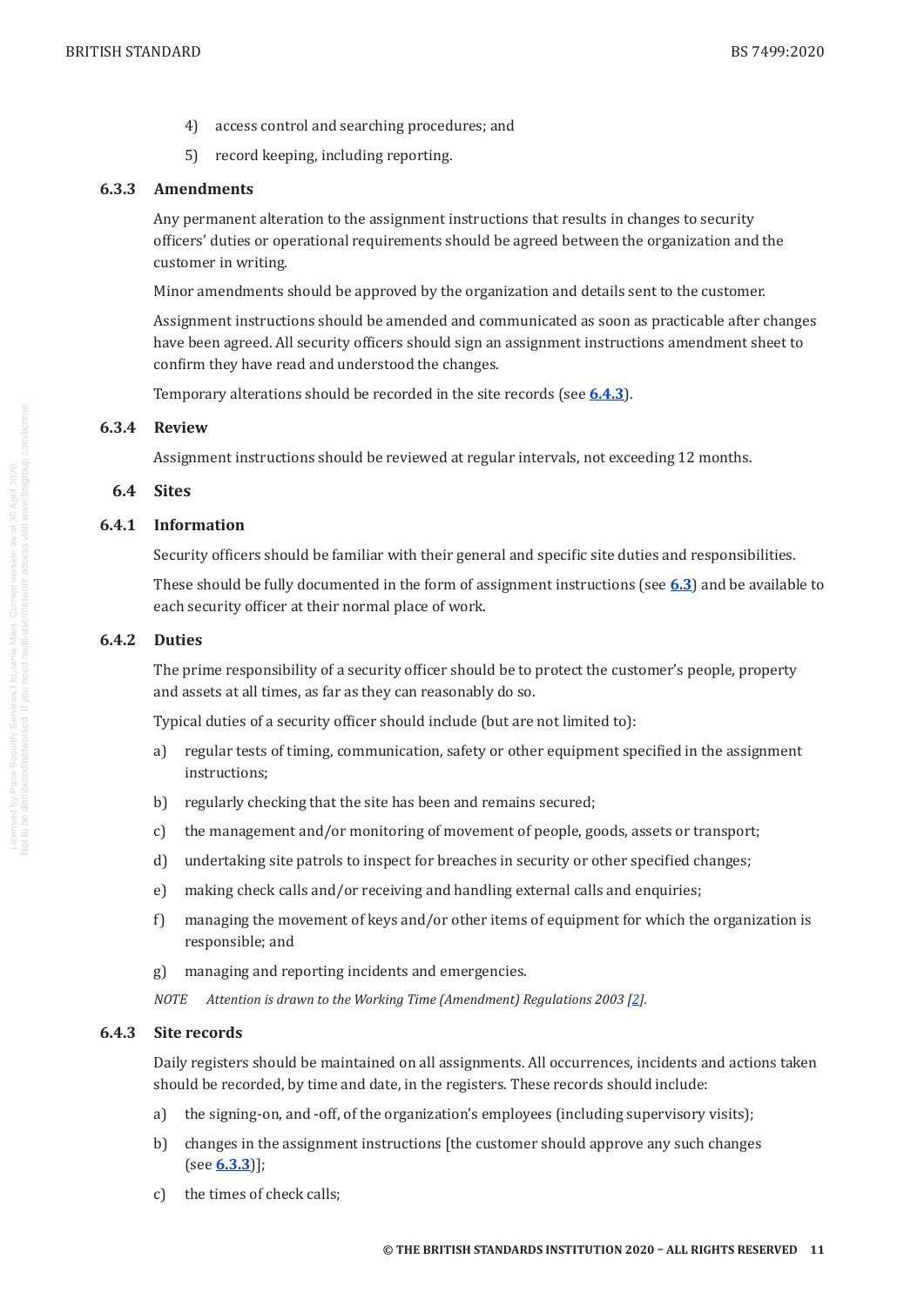4) access control and searching procedures; and

5) record keeping, including reporting.

### 6.3.3 Amendments

Any permanent alteration to the assignment instructions that results in changes to security officers' duties or operational requirements should be agreed between the organization and the customer in writing.

Minor amendments should be approved by the organization and details sent to the customer.

Assignment instructions should be amended and communicated as soon as practicable after changes have been agreed. All security officers should sign an assignment instructions amendment sheet to confirm they have read and understood the changes.

Temporary alterations should be recorded in the site records (see **6.4.3**).

### 6.3.4 Review

Assignment instructions should be reviewed at regular intervals, not exceeding 12 months.

## 6.4 Sites

### 6.4.1 Information

Security officers should be familiar with their general and specific site duties and responsibilities.

These should be fully documented in the form of assignment instructions (see **6.3**) and be available to each security officer at their normal place of work.

### 6.4.2 Duties

The prime responsibility of a security officer should be to protect the customer's people, property and assets at all times, as far as they can reasonably do so.

Typical duties of a security officer should include (but are not limited to):

a) regular tests of timing, communication, safety or other equipment specified in the assignment instructions;

b) regularly checking that the site has been and remains secured;

c) the management and/or monitoring of movement of people, goods, assets or transport;

d) undertaking site patrols to inspect for breaches in security or other specified changes;

e) making check calls and/or receiving and handling external calls and enquiries;

f) managing the movement of keys and/or other items of equipment for which the organization is responsible; and

g) managing and reporting incidents and emergencies.

*NOTE Attention is drawn to the Working Time (Amendment) Regulations 2003 [2].*

### 6.4.3 Site records

Daily registers should be maintained on all assignments. All occurrences, incidents and actions taken should be recorded, by time and date, in the registers. These records should include:

a) the signing-on, and -off, of the organization's employees (including supervisory visits);

b) changes in the assignment instructions [the customer should approve any such changes (see **6.3.3**)];

c) the times of check calls;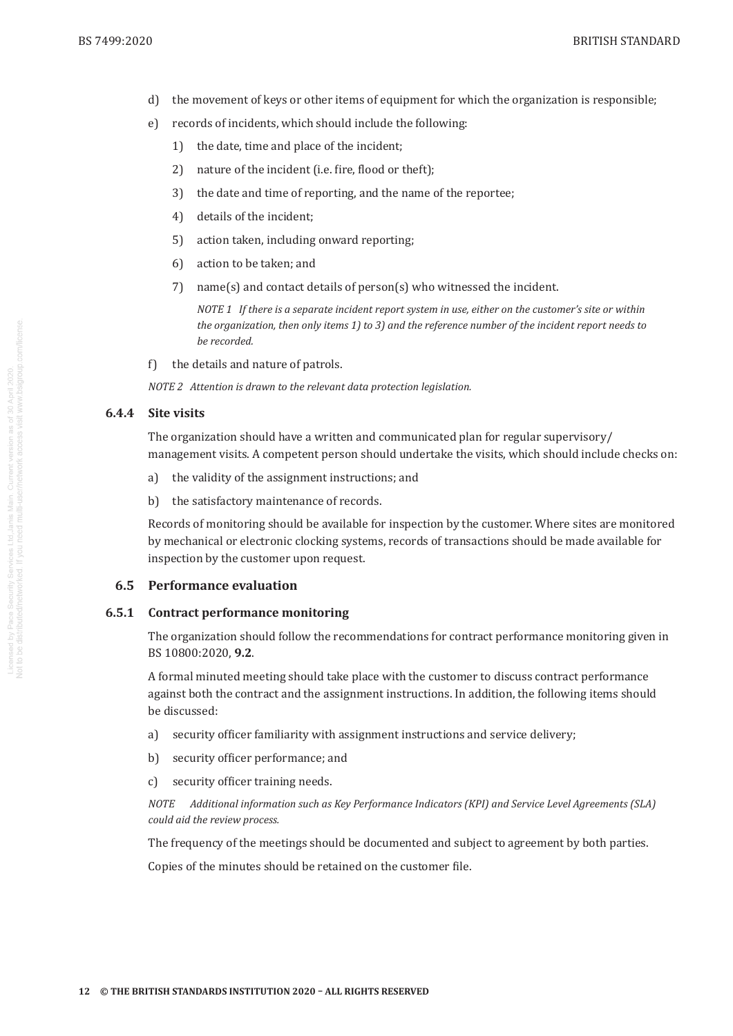d) the movement of keys or other items of equipment for which the organization is responsible;

e) records of incidents, which should include the following:

   1) the date, time and place of the incident;

   2) nature of the incident (i.e. fire, flood or theft);

   3) the date and time of reporting, and the name of the reportee;

   4) details of the incident;

   5) action taken, including onward reporting;

   6) action to be taken; and

   7) name(s) and contact details of person(s) who witnessed the incident.

   *NOTE 1 If there is a separate incident report system in use, either on the customer's site or within the organization, then only items 1) to 3) and the reference number of the incident report needs to be recorded.*

f) the details and nature of patrols.

*NOTE 2 Attention is drawn to the relevant data protection legislation.*

#### 6.4.4 Site visits

The organization should have a written and communicated plan for regular supervisory/ management visits. A competent person should undertake the visits, which should include checks on:

a) the validity of the assignment instructions; and

b) the satisfactory maintenance of records.

Records of monitoring should be available for inspection by the customer. Where sites are monitored by mechanical or electronic clocking systems, records of transactions should be made available for inspection by the customer upon request.

### 6.5 Performance evaluation

#### 6.5.1 Contract performance monitoring

The organization should follow the recommendations for contract performance monitoring given in BS 10800:2020, **9.2**.

A formal minuted meeting should take place with the customer to discuss contract performance against both the contract and the assignment instructions. In addition, the following items should be discussed:

a) security officer familiarity with assignment instructions and service delivery;

b) security officer performance; and

c) security officer training needs.

*NOTE Additional information such as Key Performance Indicators (KPI) and Service Level Agreements (SLA) could aid the review process.*

The frequency of the meetings should be documented and subject to agreement by both parties.

Copies of the minutes should be retained on the customer file.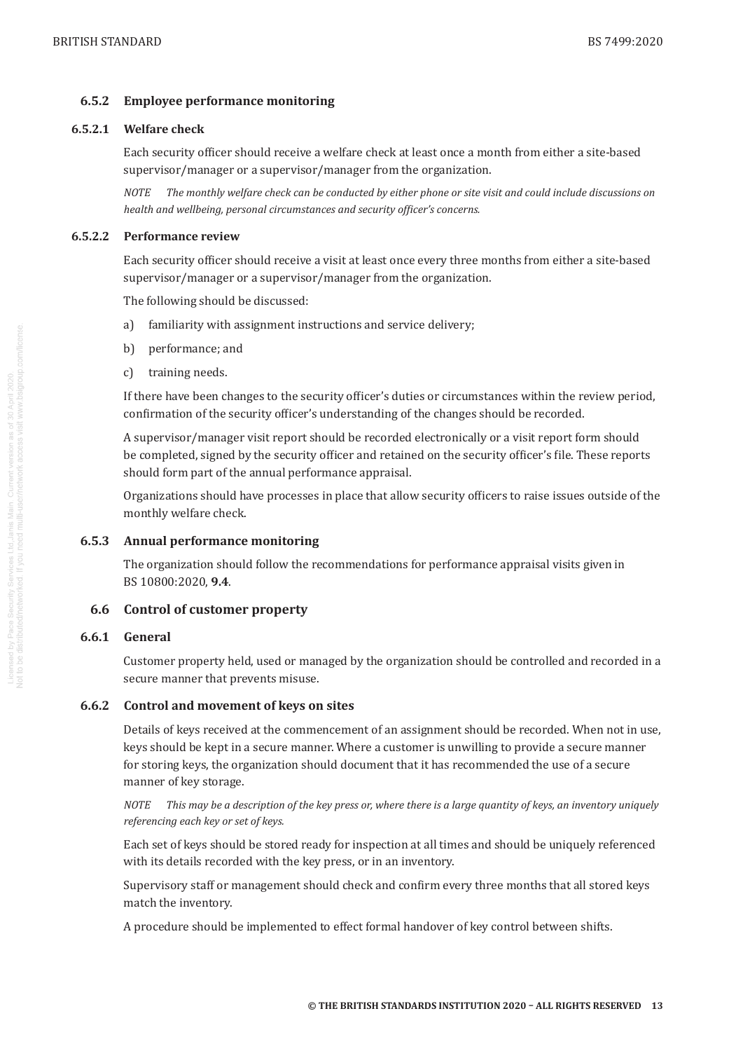### 6.5.2 Employee performance monitoring

#### 6.5.2.1 Welfare check

Each security officer should receive a welfare check at least once a month from either a site-based supervisor/manager or a supervisor/manager from the organization.

*NOTE The monthly welfare check can be conducted by either phone or site visit and could include discussions on health and wellbeing, personal circumstances and security officer's concerns.*

#### 6.5.2.2 Performance review

Each security officer should receive a visit at least once every three months from either a site-based supervisor/manager or a supervisor/manager from the organization.

The following should be discussed:

a) familiarity with assignment instructions and service delivery;

b) performance; and

c) training needs.

If there have been changes to the security officer's duties or circumstances within the review period, confirmation of the security officer's understanding of the changes should be recorded.

A supervisor/manager visit report should be recorded electronically or a visit report form should be completed, signed by the security officer and retained on the security officer's file. These reports should form part of the annual performance appraisal.

Organizations should have processes in place that allow security officers to raise issues outside of the monthly welfare check.

### 6.5.3 Annual performance monitoring

The organization should follow the recommendations for performance appraisal visits given in BS 10800:2020, **9.4**.

## 6.6 Control of customer property

### 6.6.1 General

Customer property held, used or managed by the organization should be controlled and recorded in a secure manner that prevents misuse.

### 6.6.2 Control and movement of keys on sites

Details of keys received at the commencement of an assignment should be recorded. When not in use, keys should be kept in a secure manner. Where a customer is unwilling to provide a secure manner for storing keys, the organization should document that it has recommended the use of a secure manner of key storage.

*NOTE This may be a description of the key press or, where there is a large quantity of keys, an inventory uniquely referencing each key or set of keys.*

Each set of keys should be stored ready for inspection at all times and should be uniquely referenced with its details recorded with the key press, or in an inventory.

Supervisory staff or management should check and confirm every three months that all stored keys match the inventory.

A procedure should be implemented to effect formal handover of key control between shifts.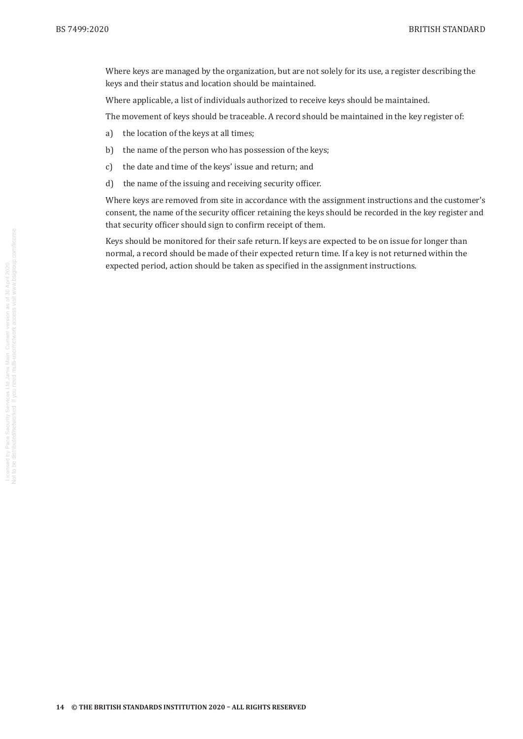Where keys are managed by the organization, but are not solely for its use, a register describing the keys and their status and location should be maintained.

Where applicable, a list of individuals authorized to receive keys should be maintained.

The movement of keys should be traceable. A record should be maintained in the key register of:

a) the location of the keys at all times;

b) the name of the person who has possession of the keys;

c) the date and time of the keys' issue and return; and

d) the name of the issuing and receiving security officer.

Where keys are removed from site in accordance with the assignment instructions and the customer's consent, the name of the security officer retaining the keys should be recorded in the key register and that security officer should sign to confirm receipt of them.

Keys should be monitored for their safe return. If keys are expected to be on issue for longer than normal, a record should be made of their expected return time. If a key is not returned within the expected period, action should be taken as specified in the assignment instructions.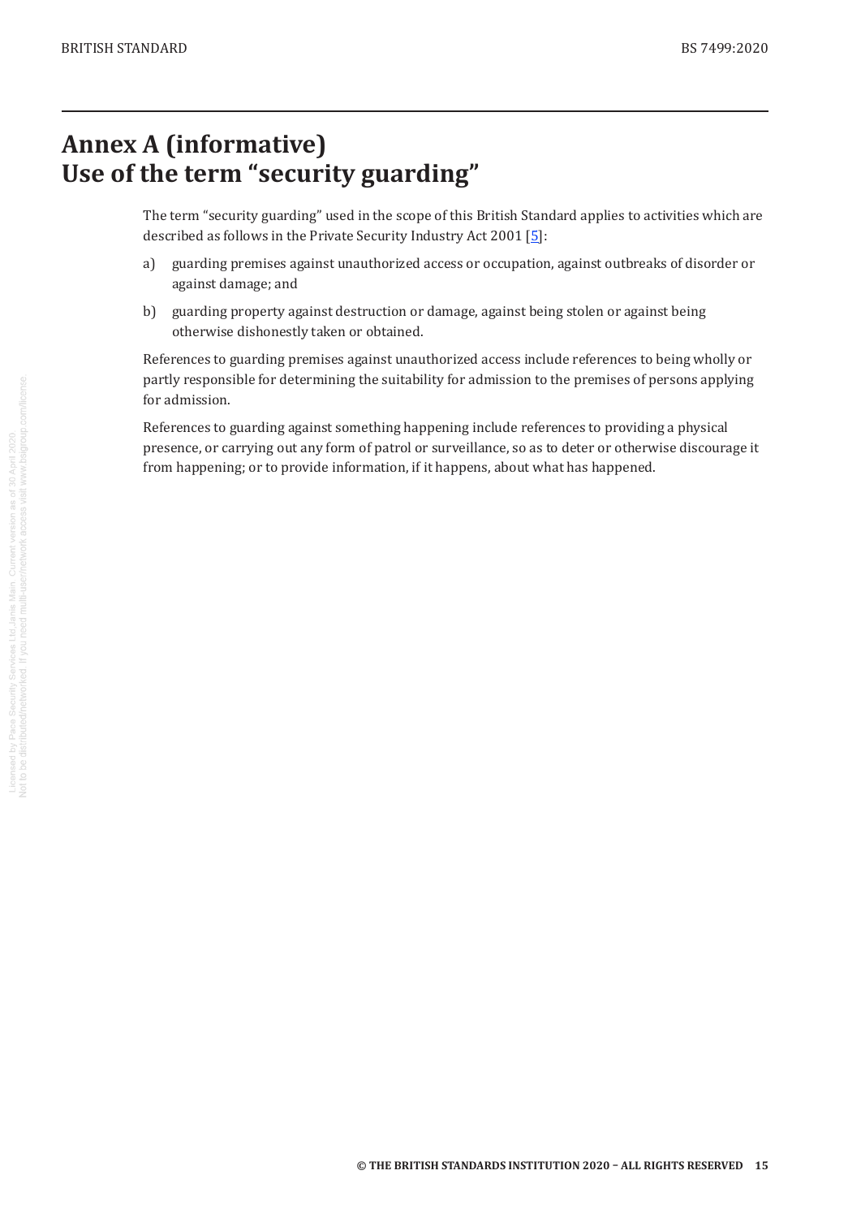# Annex A (informative)
# Use of the term "security guarding"

The term "security guarding" used in the scope of this British Standard applies to activities which are described as follows in the Private Security Industry Act 2001 [5]:

a) guarding premises against unauthorized access or occupation, against outbreaks of disorder or against damage; and

b) guarding property against destruction or damage, against being stolen or against being otherwise dishonestly taken or obtained.

References to guarding premises against unauthorized access include references to being wholly or partly responsible for determining the suitability for admission to the premises of persons applying for admission.

References to guarding against something happening include references to providing a physical presence, or carrying out any form of patrol or surveillance, so as to deter or otherwise discourage it from happening; or to provide information, if it happens, about what has happened.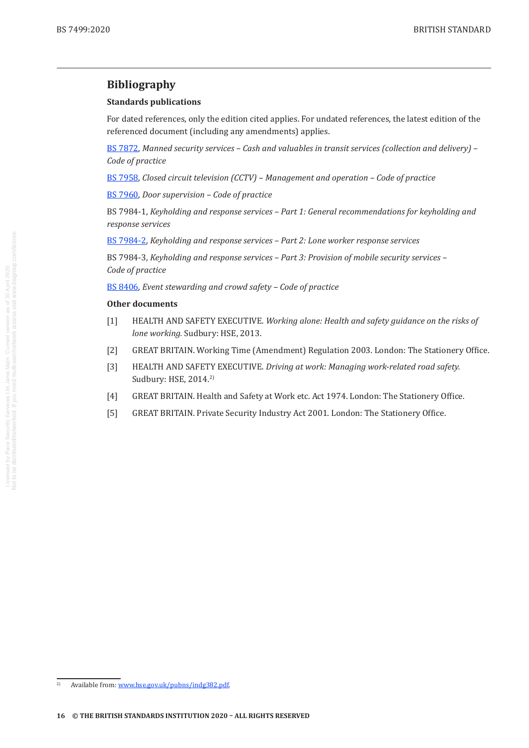## Bibliography

### Standards publications

For dated references, only the edition cited applies. For undated references, the latest edition of the referenced document (including any amendments) applies.

BS 7872, *Manned security services – Cash and valuables in transit services (collection and delivery) – Code of practice*

BS 7958, *Closed circuit television (CCTV) – Management and operation – Code of practice*

BS 7960, *Door supervision – Code of practice*

BS 7984-1, *Keyholding and response services – Part 1: General recommendations for keyholding and response services*

BS 7984-2, *Keyholding and response services – Part 2: Lone worker response services*

BS 7984-3, *Keyholding and response services – Part 3: Provision of mobile security services – Code of practice*

BS 8406, *Event stewarding and crowd safety – Code of practice*

### Other documents

[1] HEALTH AND SAFETY EXECUTIVE. *Working alone: Health and safety guidance on the risks of lone working*. Sudbury: HSE, 2013.

[2] GREAT BRITAIN. Working Time (Amendment) Regulation 2003. London: The Stationery Office.

[3] HEALTH AND SAFETY EXECUTIVE. *Driving at work: Managing work-related road safety*. Sudbury: HSE, 2014.[2)]

[4] GREAT BRITAIN. Health and Safety at Work etc. Act 1974. London: The Stationery Office.

[5] GREAT BRITAIN. Private Security Industry Act 2001. London: The Stationery Office.

---

2) Available from: www.hse.gov.uk/pubns/indg382.pdf.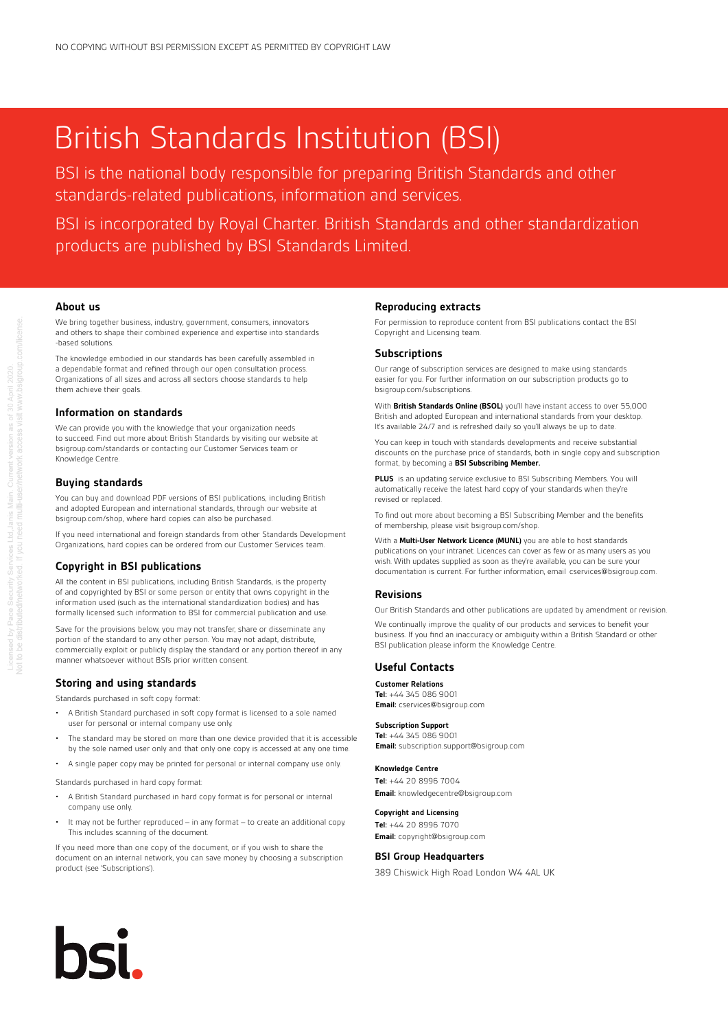NO COPYING WITHOUT BSI PERMISSION EXCEPT AS PERMITTED BY COPYRIGHT LAW

# British Standards Institution (BSI)

BSI is the national body responsible for preparing British Standards and other standards-related publications, information and services.

BSI is incorporated by Royal Charter. British Standards and other standardization products are published by BSI Standards Limited.

## About us

We bring together business, industry, government, consumers, innovators and others to shape their combined experience and expertise into standards -based solutions.

The knowledge embodied in our standards has been carefully assembled in a dependable format and refined through our open consultation process. Organizations of all sizes and across all sectors choose standards to help them achieve their goals.

## Information on standards

We can provide you with the knowledge that your organization needs to succeed. Find out more about British Standards by visiting our website at bsigroup.com/standards or contacting our Customer Services team or Knowledge Centre.

## Buying standards

You can buy and download PDF versions of BSI publications, including British and adopted European and international standards, through our website at bsigroup.com/shop, where hard copies can also be purchased.

If you need international and foreign standards from other Standards Development Organizations, hard copies can be ordered from our Customer Services team.

## Copyright in BSI publications

All the content in BSI publications, including British Standards, is the property of and copyrighted by BSI or some person or entity that owns copyright in the information used (such as the international standardization bodies) and has formally licensed such information to BSI for commercial publication and use.

Save for the provisions below, you may not transfer, share or disseminate any portion of the standard to any other person. You may not adapt, distribute, commercially exploit or publicly display the standard or any portion thereof in any manner whatsoever without BSI's prior written consent.

## Storing and using standards

Standards purchased in soft copy format:

- A British Standard purchased in soft copy format is licensed to a sole named user for personal or internal company use only.
- The standard may be stored on more than one device provided that it is accessible by the sole named user only and that only one copy is accessed at any one time.
- A single paper copy may be printed for personal or internal company use only.

Standards purchased in hard copy format:

- A British Standard purchased in hard copy format is for personal or internal company use only.
- It may not be further reproduced – in any format – to create an additional copy. This includes scanning of the document.

If you need more than one copy of the document, or if you wish to share the document on an internal network, you can save money by choosing a subscription product (see 'Subscriptions').

## Reproducing extracts

For permission to reproduce content from BSI publications contact the BSI Copyright and Licensing team.

## Subscriptions

Our range of subscription services are designed to make using standards easier for you. For further information on our subscription products go to bsigroup.com/subscriptions.

With **British Standards Online (BSOL)** you'll have instant access to over 55,000 British and adopted European and international standards from your desktop. It's available 24/7 and is refreshed daily so you'll always be up to date.

You can keep in touch with standards developments and receive substantial discounts on the purchase price of standards, both in single copy and subscription format, by becoming a **BSI Subscribing Member.**

**PLUS** is an updating service exclusive to BSI Subscribing Members. You will automatically receive the latest hard copy of your standards when they're revised or replaced.

To find out more about becoming a BSI Subscribing Member and the benefits of membership, please visit bsigroup.com/shop.

With a **Multi-User Network Licence (MUNL)** you are able to host standards publications on your intranet. Licences can cover as few or as many users as you wish. With updates supplied as soon as they're available, you can be sure your documentation is current. For further information, email cservices@bsigroup.com.

## Revisions

Our British Standards and other publications are updated by amendment or revision.

We continually improve the quality of our products and services to benefit your business. If you find an inaccuracy or ambiguity within a British Standard or other BSI publication please inform the Knowledge Centre.

## Useful Contacts

**Customer Relations**
**Tel:** +44 345 086 9001
**Email:** cservices@bsigroup.com

**Subscription Support**
**Tel:** +44 345 086 9001
**Email:** subscription.support@bsigroup.com

**Knowledge Centre**
**Tel:** +44 20 8996 7004
**Email:** knowledgecentre@bsigroup.com

**Copyright and Licensing**
**Tel:** +44 20 8996 7070
**Email:** copyright@bsigroup.com

**BSI Group Headquarters**

389 Chiswick High Road London W4 4AL UK

bsi.